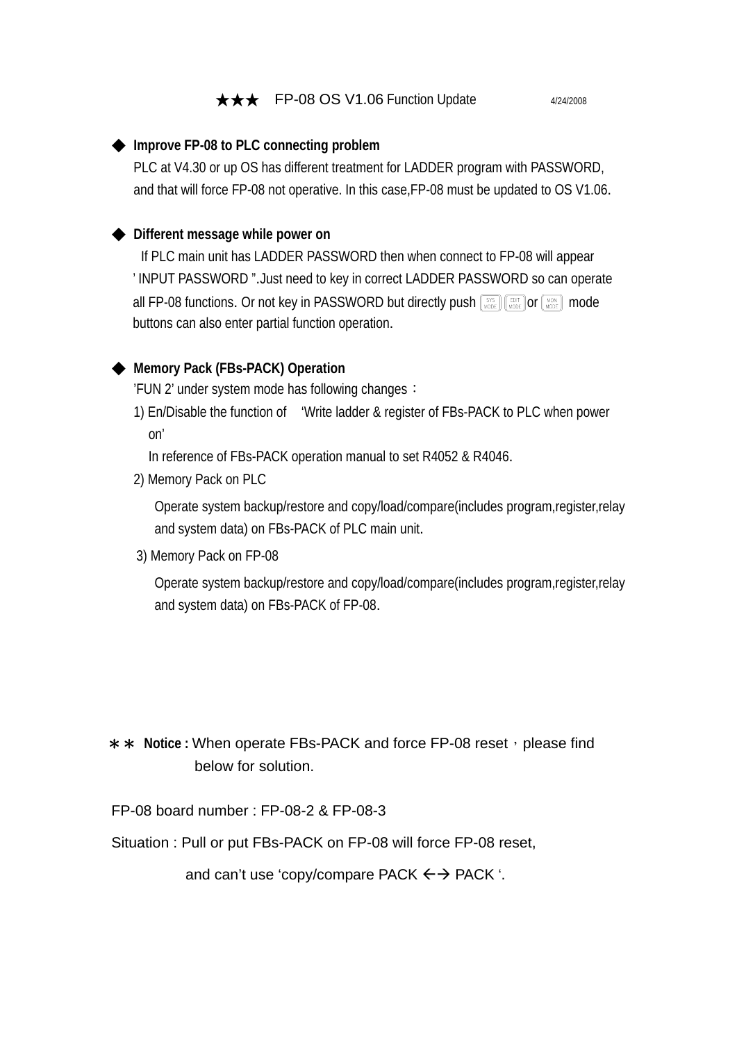# ★★★ FP-08 OS V1.06 Function Update 4/24/2008

◆ **Improve FP-08 to PLC connecting problem**

PLC at V4.30 or up OS has different treatment for LADDER program with PASSWORD, and that will force FP-08 not operative. In this case,FP-08 must be updated to OS V1.06.

◆ **Different message while power on**

If PLC main unit has LADDER PASSWORD then when connect to FP-08 will appear ' INPUT PASSWORD ".Just need to key in correct LADDER PASSWORD so can operate all FP-08 functions. Or not key in PASSWORD but directly push [SYS MODE] [EDIT MODE] or [MON MODE] mode buttons can also enter partial function operation.

◆ **Memory Pack (FBs-PACK) Operation**

'FUN 2' under system mode has following changes：

1) En/Disable the function of 'Write ladder & register of FBs-PACK to PLC when power on'

   In reference of FBs-PACK operation manual to set R4052 & R4046.

2) Memory Pack on PLC

   Operate system backup/restore and copy/load/compare(includes program,register,relay and system data) on FBs-PACK of PLC main unit.

3) Memory Pack on FP-08

   Operate system backup/restore and copy/load/compare(includes program,register,relay and system data) on FBs-PACK of FP-08.

＊＊ **Notice :** When operate FBs-PACK and force FP-08 reset，please find below for solution.

FP-08 board number : FP-08-2 & FP-08-3

Situation : Pull or put FBs-PACK on FP-08 will force FP-08 reset,

and can't use 'copy/compare PACK ←→ PACK '.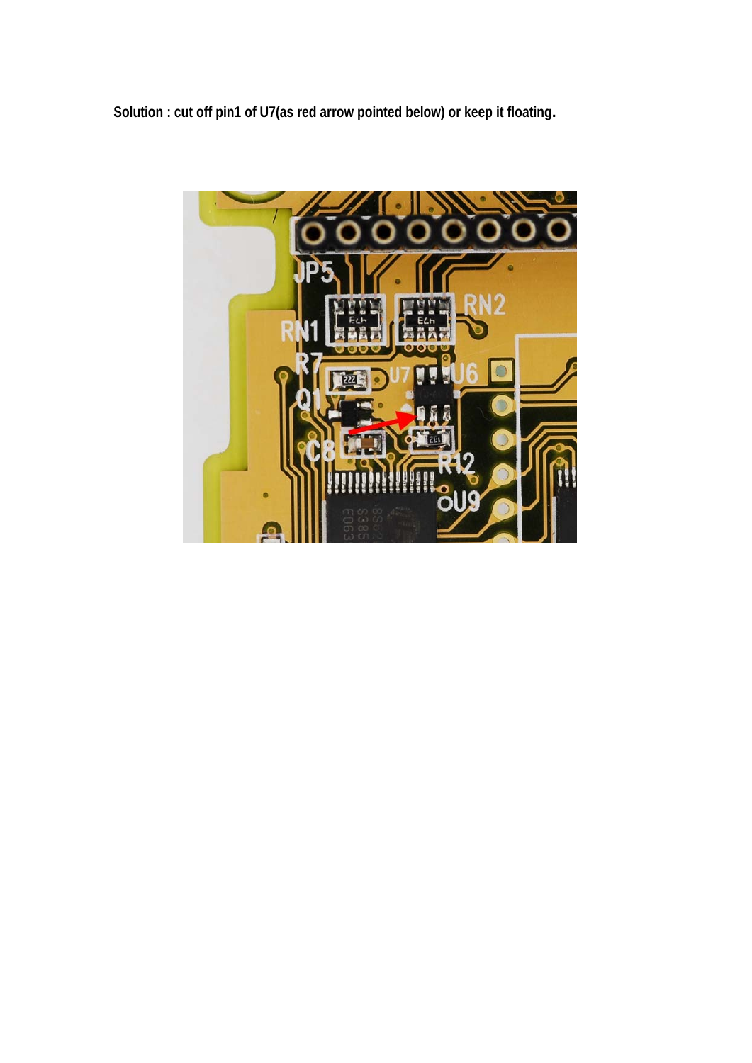**Solution : cut off pin1 of U7(as red arrow pointed below) or keep it floating.**